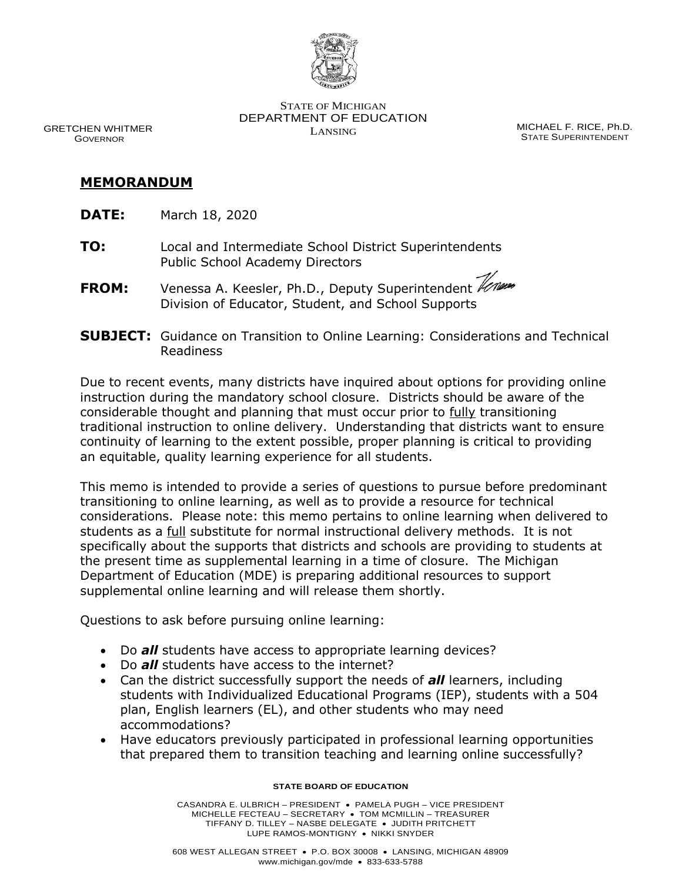STATE OF MICHIGAN
DEPARTMENT OF EDUCATION
LANSING

GRETCHEN WHITMER
GOVERNOR

MICHAEL F. RICE, Ph.D.
STATE SUPERINTENDENT

## MEMORANDUM

**DATE:** March 18, 2020

**TO:** Local and Intermediate School District Superintendents
Public School Academy Directors

**FROM:** Venessa A. Keesler, Ph.D., Deputy Superintendent
Division of Educator, Student, and School Supports

**SUBJECT:** Guidance on Transition to Online Learning: Considerations and Technical Readiness

Due to recent events, many districts have inquired about options for providing online instruction during the mandatory school closure. Districts should be aware of the considerable thought and planning that must occur prior to fully transitioning traditional instruction to online delivery. Understanding that districts want to ensure continuity of learning to the extent possible, proper planning is critical to providing an equitable, quality learning experience for all students.

This memo is intended to provide a series of questions to pursue before predominant transitioning to online learning, as well as to provide a resource for technical considerations. Please note: this memo pertains to online learning when delivered to students as a full substitute for normal instructional delivery methods. It is not specifically about the supports that districts and schools are providing to students at the present time as supplemental learning in a time of closure. The Michigan Department of Education (MDE) is preparing additional resources to support supplemental online learning and will release them shortly.

Questions to ask before pursuing online learning:

- Do ***all*** students have access to appropriate learning devices?
- Do ***all*** students have access to the internet?
- Can the district successfully support the needs of ***all*** learners, including students with Individualized Educational Programs (IEP), students with a 504 plan, English learners (EL), and other students who may need accommodations?
- Have educators previously participated in professional learning opportunities that prepared them to transition teaching and learning online successfully?

**STATE BOARD OF EDUCATION**

CASANDRA E. ULBRICH – PRESIDENT • PAMELA PUGH – VICE PRESIDENT
MICHELLE FECTEAU – SECRETARY • TOM MCMILLIN – TREASURER
TIFFANY D. TILLEY – NASBE DELEGATE • JUDITH PRITCHETT
LUPE RAMOS-MONTIGNY • NIKKI SNYDER

608 WEST ALLEGAN STREET • P.O. BOX 30008 • LANSING, MICHIGAN 48909
www.michigan.gov/mde • 833-633-5788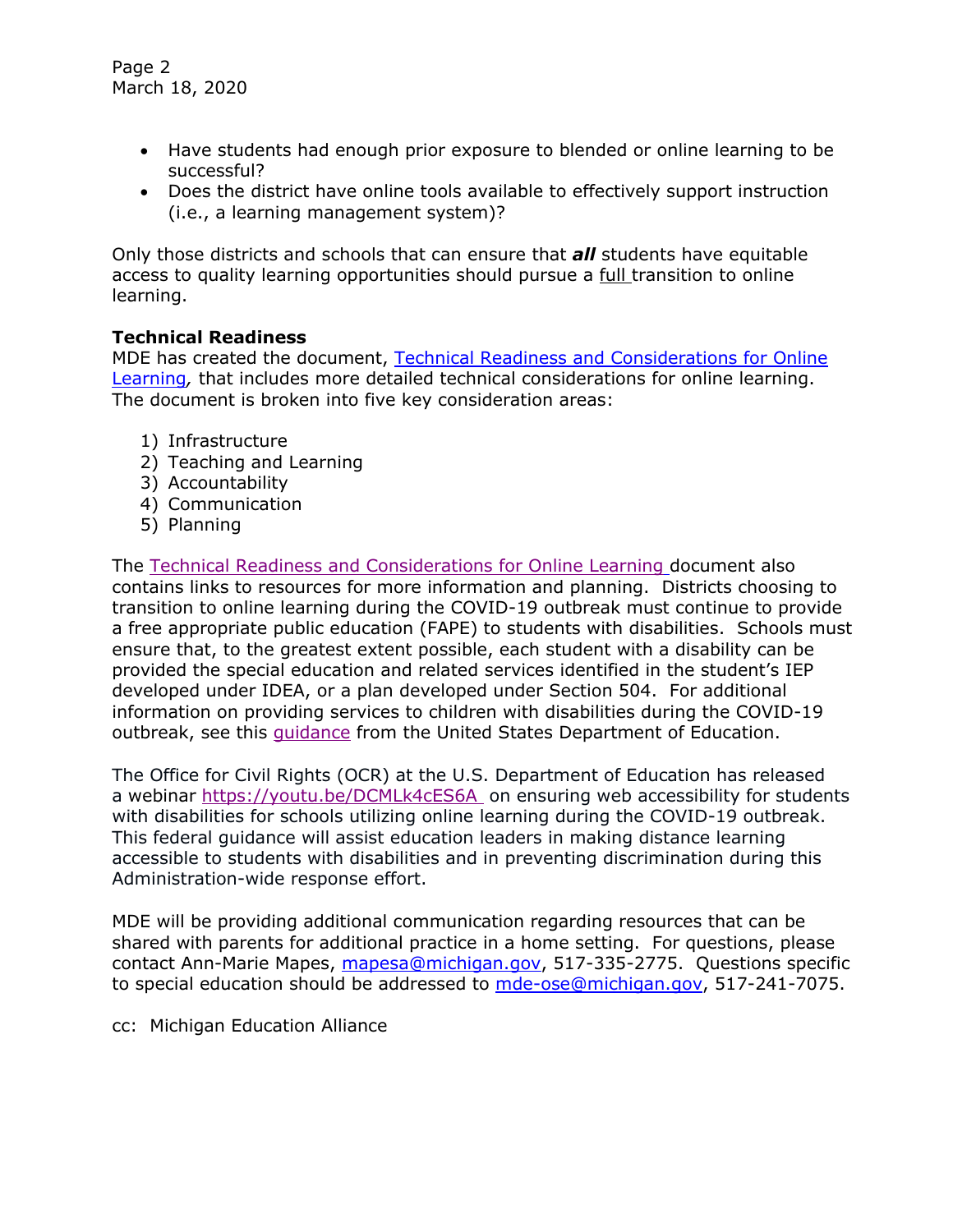- Have students had enough prior exposure to blended or online learning to be successful?
- Does the district have online tools available to effectively support instruction (i.e., a learning management system)?

Only those districts and schools that can ensure that ***all*** students have equitable access to quality learning opportunities should pursue a full transition to online learning.

**Technical Readiness**
MDE has created the document, Technical Readiness and Considerations for Online Learning*,* that includes more detailed technical considerations for online learning. The document is broken into five key consideration areas:

1) Infrastructure
2) Teaching and Learning
3) Accountability
4) Communication
5) Planning

The Technical Readiness and Considerations for Online Learning document also contains links to resources for more information and planning. Districts choosing to transition to online learning during the COVID-19 outbreak must continue to provide a free appropriate public education (FAPE) to students with disabilities. Schools must ensure that, to the greatest extent possible, each student with a disability can be provided the special education and related services identified in the student's IEP developed under IDEA, or a plan developed under Section 504. For additional information on providing services to children with disabilities during the COVID-19 outbreak, see this guidance from the United States Department of Education.

The Office for Civil Rights (OCR) at the U.S. Department of Education has released a webinar https://youtu.be/DCMLk4cES6A on ensuring web accessibility for students with disabilities for schools utilizing online learning during the COVID-19 outbreak. This federal guidance will assist education leaders in making distance learning accessible to students with disabilities and in preventing discrimination during this Administration-wide response effort.

MDE will be providing additional communication regarding resources that can be shared with parents for additional practice in a home setting. For questions, please contact Ann-Marie Mapes, mapesa@michigan.gov, 517-335-2775. Questions specific to special education should be addressed to mde-ose@michigan.gov, 517-241-7075.

cc: Michigan Education Alliance